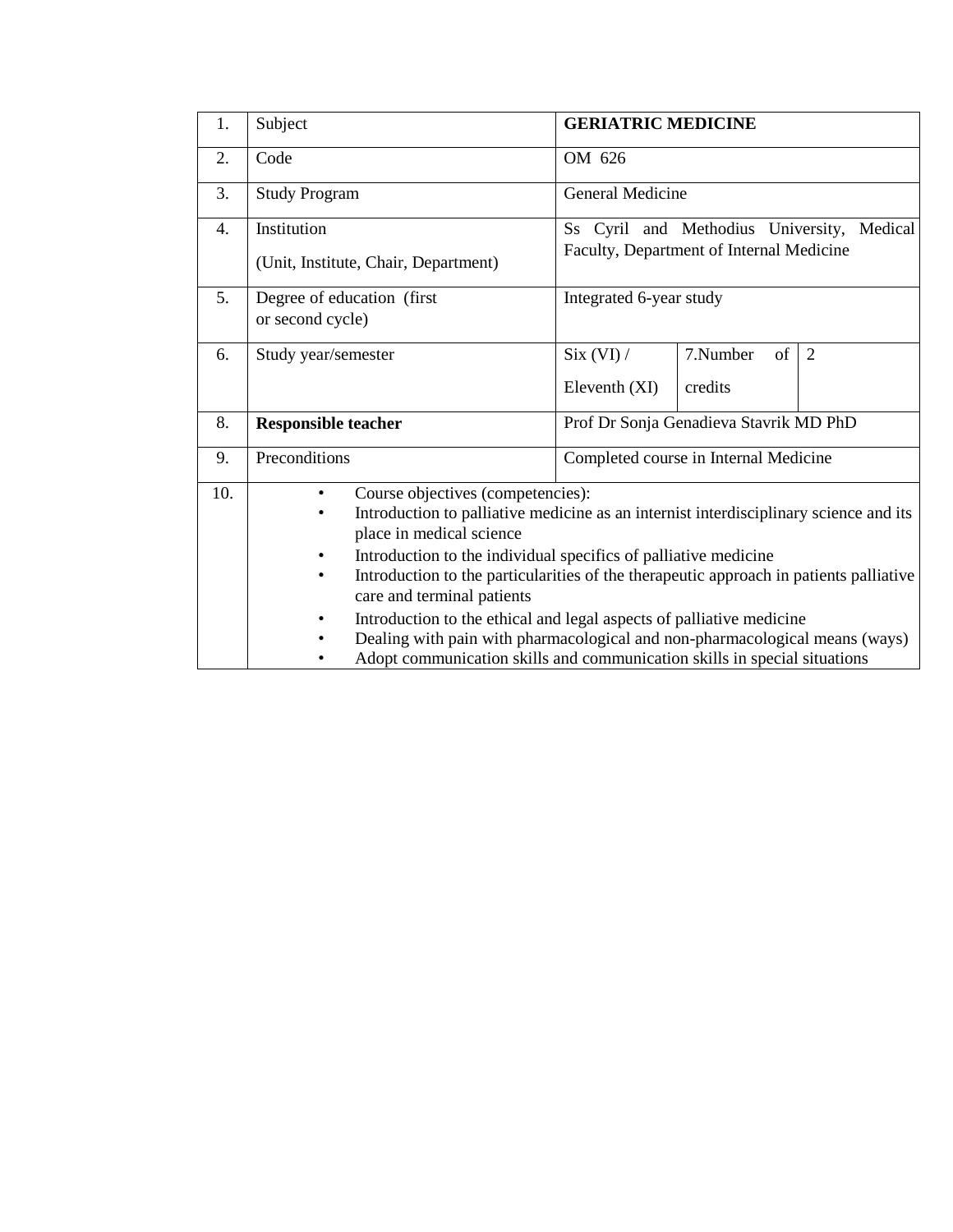| 1. | Subject | **GERIATRIC MEDICINE** | | |
|---|---|---|---|---|
| 2. | Code | OM 626 | | |
| 3. | Study Program | General Medicine | | |
| 4. | Institution<br>(Unit, Institute, Chair, Department) | Ss Cyril and Methodius University, Medical Faculty, Department of Internal Medicine | | |
| 5. | Degree of education (first or second cycle) | Integrated 6-year study | | |
| 6. | Study year/semester | Six (VI) /<br>Eleventh (XI) | 7.Number of credits | 2 |
| 8. | **Responsible teacher** | Prof Dr Sonja Genadieva Stavrik MD PhD | | |
| 9. | Preconditions | Completed course in Internal Medicine | | |
| 10. | • Course objectives (competencies):<br>• Introduction to palliative medicine as an internist interdisciplinary science and its place in medical science<br>• Introduction to the individual specifics of palliative medicine<br>• Introduction to the particularities of the therapeutic approach in patients palliative care and terminal patients<br>• Introduction to the ethical and legal aspects of palliative medicine<br>• Dealing with pain with pharmacological and non-pharmacological means (ways)<br>• Adopt communication skills and communication skills in special situations | | | |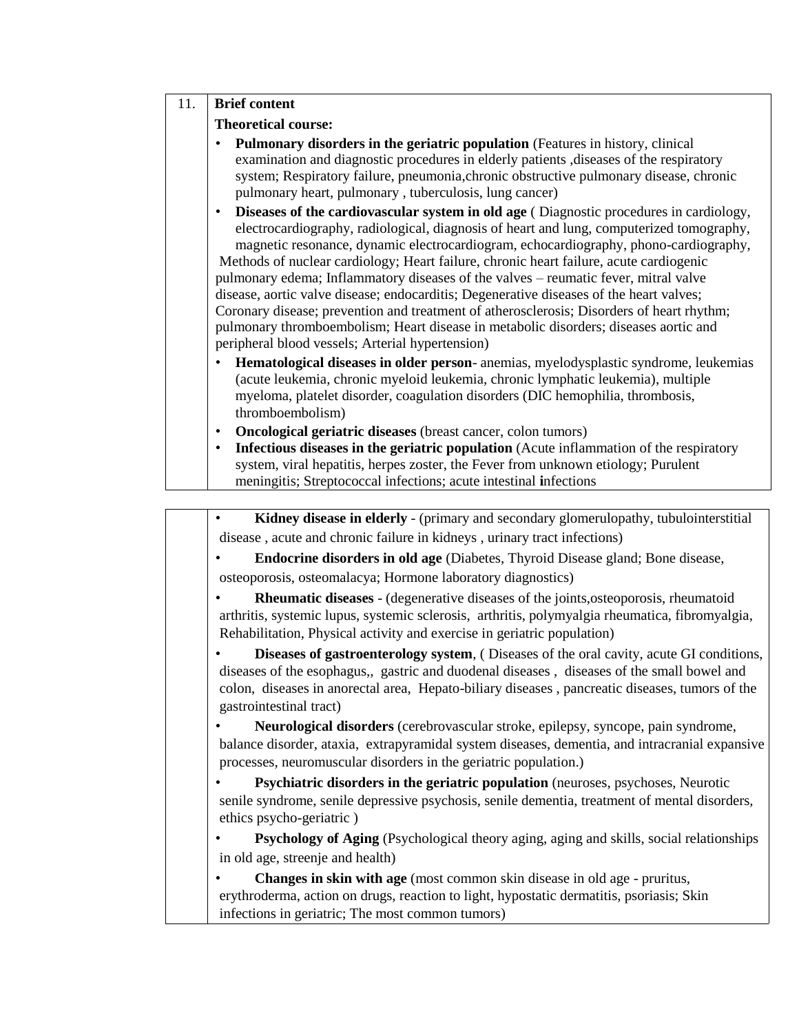| 11. | **Brief content** |
|---|---|

**Theoretical course:**

- **Pulmonary disorders in the geriatric population** (Features in history, clinical examination and diagnostic procedures in elderly patients ,diseases of the respiratory system; Respiratory failure, pneumonia,chronic obstructive pulmonary disease, chronic pulmonary heart, pulmonary , tuberculosis, lung cancer)
- **Diseases of the cardiovascular system in old age** ( Diagnostic procedures in cardiology, electrocardiography, radiological, diagnosis of heart and lung, computerized tomography, magnetic resonance, dynamic electrocardiogram, echocardiography, phono-cardiography, Methods of nuclear cardiology; Heart failure, chronic heart failure, acute cardiogenic pulmonary edema; Inflammatory diseases of the valves – reumatic fever, mitral valve disease, aortic valve disease; endocarditis; Degenerative diseases of the heart valves; Coronary disease; prevention and treatment of atherosclerosis; Disorders of heart rhythm; pulmonary thromboembolism; Heart disease in metabolic disorders; diseases aortic and peripheral blood vessels; Arterial hypertension)
- **Hematological diseases in older person**- anemias, myelodysplastic syndrome, leukemias (acute leukemia, chronic myeloid leukemia, chronic lymphatic leukemia), multiple myeloma, platelet disorder, coagulation disorders (DIC hemophilia, thrombosis, thromboembolism)
- **Oncological geriatric diseases** (breast cancer, colon tumors)
- **Infectious diseases in the geriatric population** (Acute inflammation of the respiratory system, viral hepatitis, herpes zoster, the Fever from unknown etiology; Purulent meningitis; Streptococcal infections; acute intestinal **i**nfections
- **Kidney disease in elderly** - (primary and secondary glomerulopathy, tubulointerstitial disease , acute and chronic failure in kidneys , urinary tract infections)
- **Endocrine disorders in old age** (Diabetes, Thyroid Disease gland; Bone disease, osteoporosis, osteomalacya; Hormone laboratory diagnostics)
- **Rheumatic diseases** - (degenerative diseases of the joints,osteoporosis, rheumatoid arthritis, systemic lupus, systemic sclerosis, arthritis, polymyalgia rheumatica, fibromyalgia, Rehabilitation, Physical activity and exercise in geriatric population)
- **Diseases of gastroenterology system**, ( Diseases of the oral cavity, acute GI conditions, diseases of the esophagus,, gastric and duodenal diseases , diseases of the small bowel and colon, diseases in anorectal area, Hepato-biliary diseases , pancreatic diseases, tumors of the gastrointestinal tract)
- **Neurological disorders** (cerebrovascular stroke, epilepsy, syncope, pain syndrome, balance disorder, ataxia, extrapyramidal system diseases, dementia, and intracranial expansive processes, neuromuscular disorders in the geriatric population.)
- **Psychiatric disorders in the geriatric population** (neuroses, psychoses, Neurotic senile syndrome, senile depressive psychosis, senile dementia, treatment of mental disorders, ethics psycho-geriatric )
- **Psychology of Aging** (Psychological theory aging, aging and skills, social relationships in old age, streenje and health)
- **Changes in skin with age** (most common skin disease in old age - pruritus, erythroderma, action on drugs, reaction to light, hypostatic dermatitis, psoriasis; Skin infections in geriatric; The most common tumors)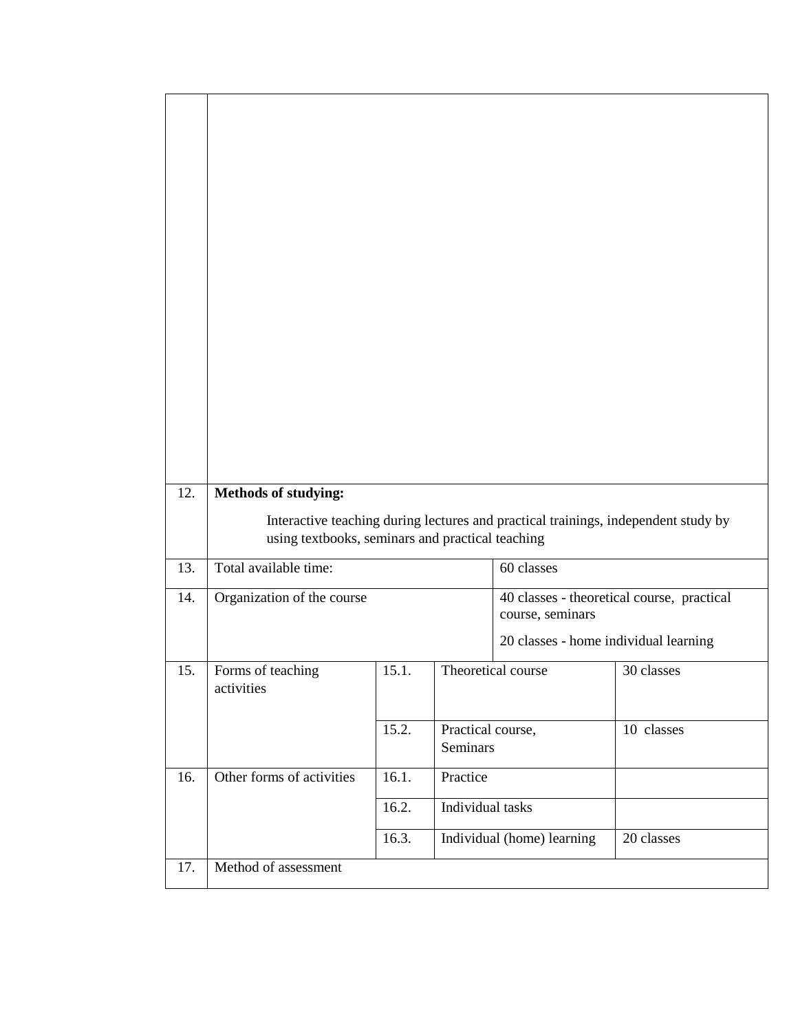| | | | | |
|---|---|---|---|---|
| | | | | |
| 12. | **Methods of studying:**<br>Interactive teaching during lectures and practical trainings, independent study by using textbooks, seminars and practical teaching | | | |
| 13. | Total available time: | | 60 classes | |
| 14. | Organization of the course | | 40 classes - theoretical course, practical course, seminars<br>20 classes - home individual learning | |
| 15. | Forms of teaching activities | 15.1. | Theoretical course | 30 classes |
| | | 15.2. | Practical course, Seminars | 10 classes |
| 16. | Other forms of activities | 16.1. | Practice | |
| | | 16.2. | Individual tasks | |
| | | 16.3. | Individual (home) learning | 20 classes |
| 17. | Method of assessment | | | |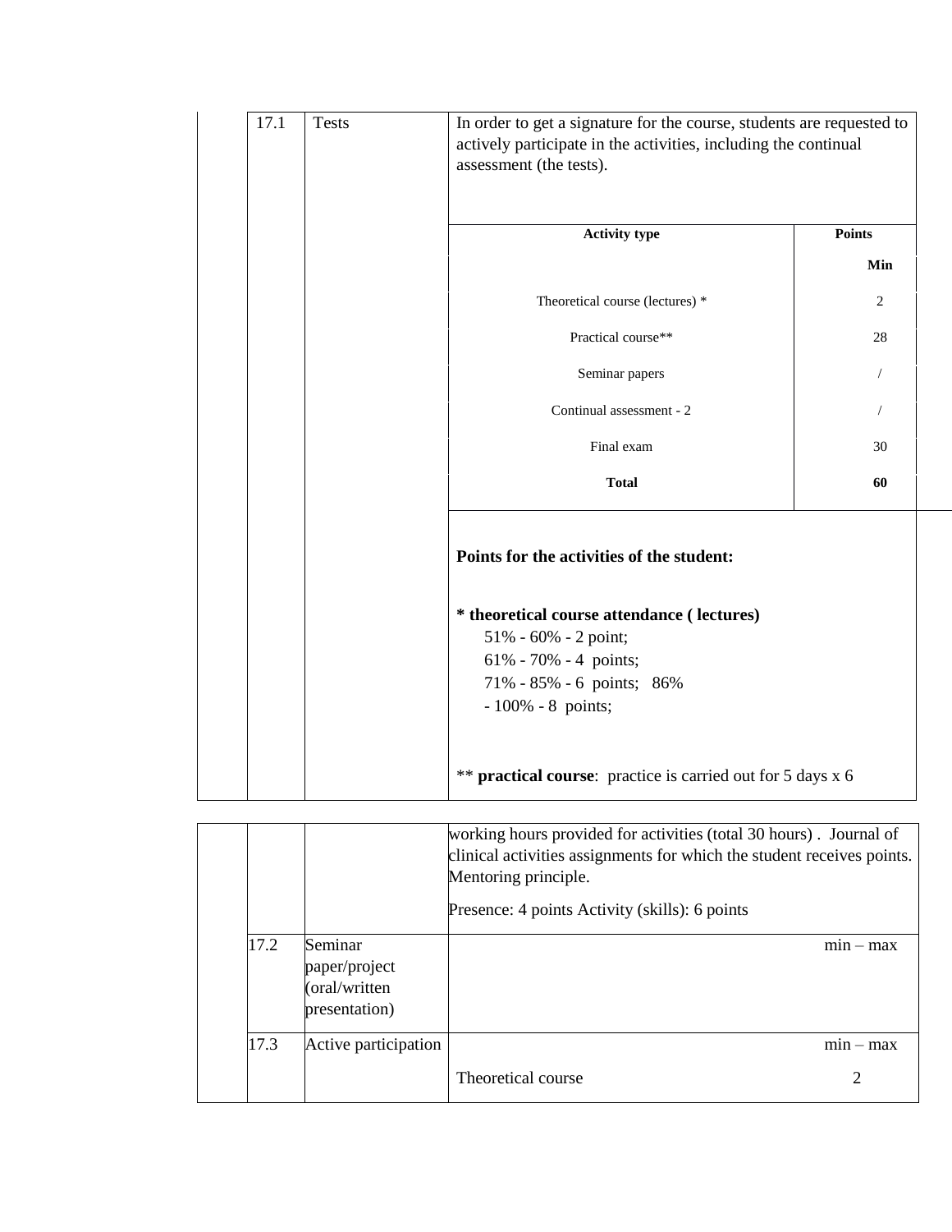| 17.1 | Tests | In order to get a signature for the course, students are requested to actively participate in the activities, including the continual assessment (the tests). |
|---|---|---|

| Activity type | Points |
|---|---|
| | Min |
| Theoretical course (lectures) * | 2 |
| Practical course** | 28 |
| Seminar papers | / |
| Continual assessment - 2 | / |
| Final exam | 30 |
| **Total** | **60** |

**Points for the activities of the student:**

**\* theoretical course attendance ( lectures)**

51% - 60% - 2 point;
61% - 70% - 4 points;
71% - 85% - 6 points; 86% - 100% - 8 points;

** **practical course**: practice is carried out for 5 days x 6 working hours provided for activities (total 30 hours) . Journal of clinical activities assignments for which the student receives points. Mentoring principle.

Presence: 4 points Activity (skills): 6 points

| | | | |
|---|---|---|---|
| 17.2 | Seminar paper/project (oral/written presentation) | | min – max |
| 17.3 | Active participation | | min – max |
| | | Theoretical course | 2 |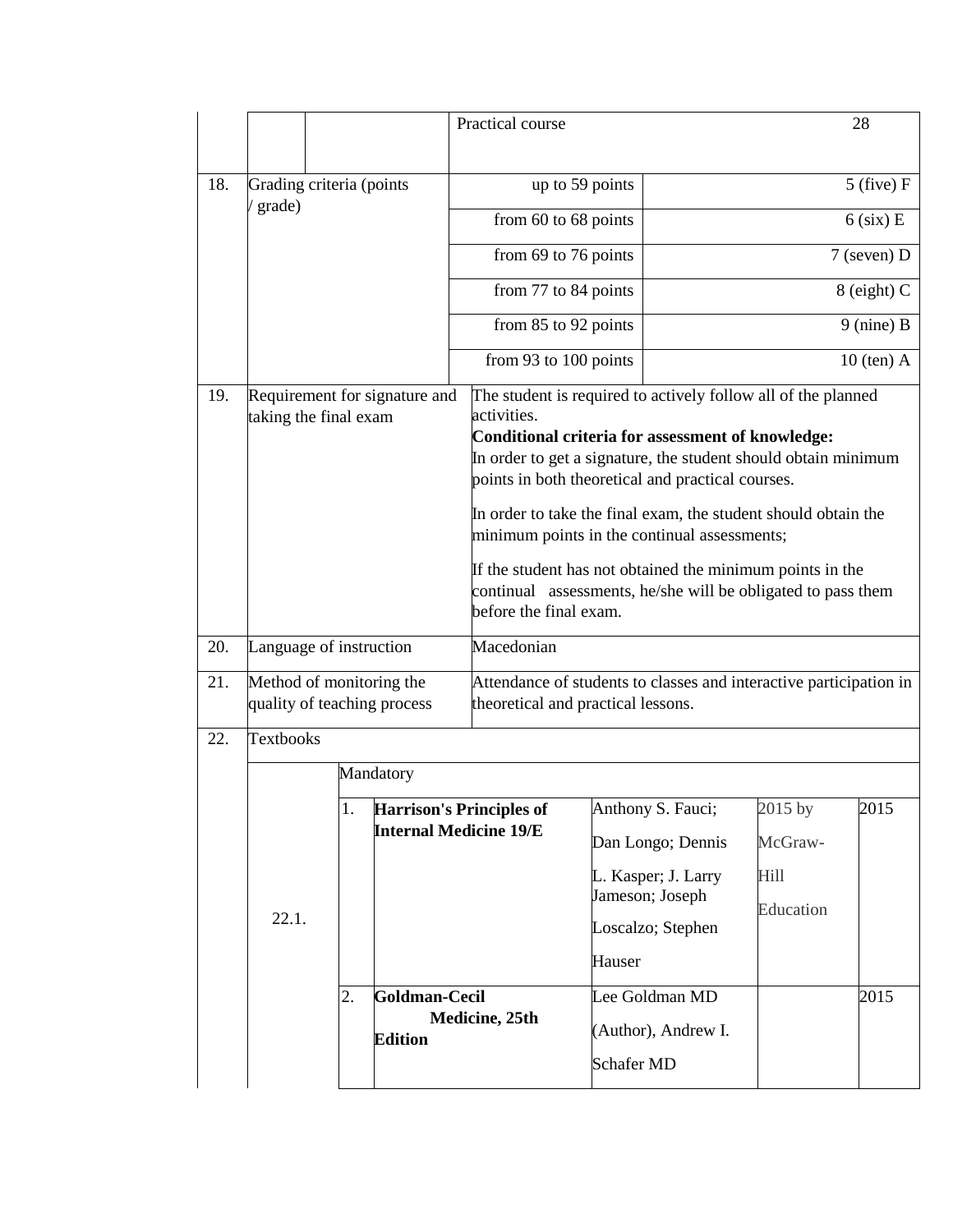| | | | | | |
|---|---|---|---|---|---|
| | | | Practical course | | 28 |
| 18. | Grading criteria (points / grade) | | up to 59 points | | 5 (five) F |
| | | | from 60 to 68 points | | 6 (six) E |
| | | | from 69 to 76 points | | 7 (seven) D |
| | | | from 77 to 84 points | | 8 (eight) C |
| | | | from 85 to 92 points | | 9 (nine) B |
| | | | from 93 to 100 points | | 10 (ten) A |
| 19. | Requirement for signature and taking the final exam | | The student is required to actively follow all of the planned activities.<br>**Conditional criteria for assessment of knowledge:**<br>In order to get a signature, the student should obtain minimum points in both theoretical and practical courses.<br><br>In order to take the final exam, the student should obtain the minimum points in the continual assessments;<br><br>If the student has not obtained the minimum points in the continual assessments, he/she will be obligated to pass them before the final exam. | | |
| 20. | Language of instruction | | Macedonian | | |
| 21. | Method of monitoring the quality of teaching process | | Attendance of students to classes and interactive participation in theoretical and practical lessons. | | |
| 22. | Textbooks | | | | |

| | | | | | |
|---|---|---|---|---|---|
| | Mandatory | | | | |
| 22.1. | 1. | **Harrison's Principles of Internal Medicine 19/E** | Anthony S. Fauci; Dan Longo; Dennis L. Kasper; J. Larry Jameson; Joseph Loscalzo; Stephen Hauser | 2015 by McGraw-Hill Education | 2015 |
| | 2. | **Goldman-Cecil Medicine, 25th Edition** | Lee Goldman MD (Author), Andrew I. Schafer MD | | 2015 |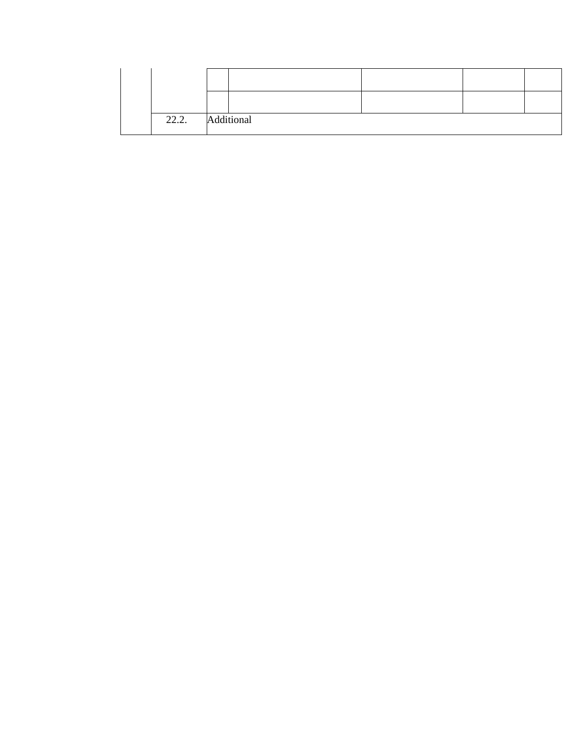| | | | | | | |
|---|---|---|---|---|---|---|
| | | | | | | |
| | | | | | | |
| | 22.2. | Additional | | | | |